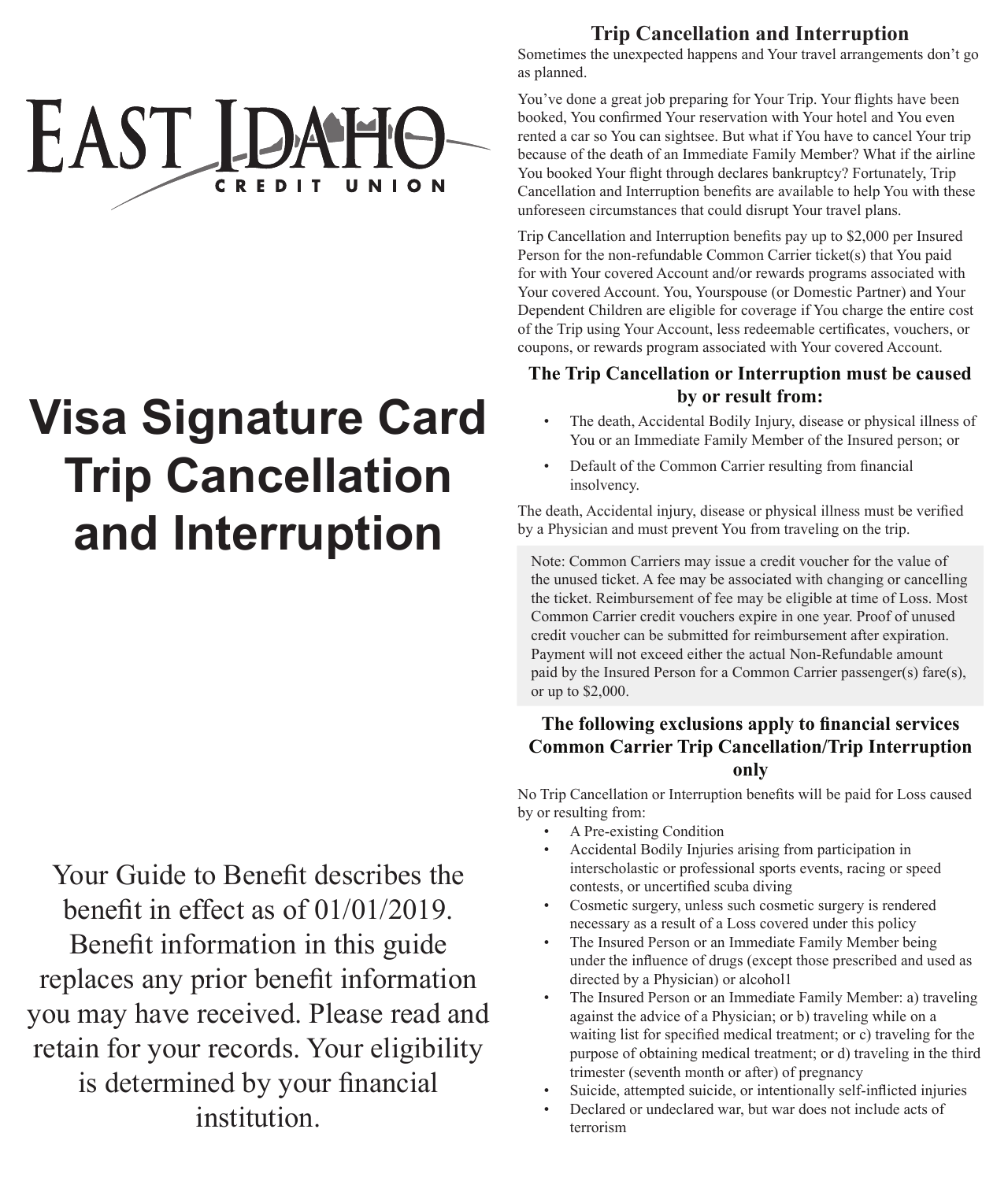# EAST IDAHO CREDIT UNION

# Visa Signature Card Trip Cancellation and Interruption

Your Guide to Benefit describes the benefit in effect as of 01/01/2019. Benefit information in this guide replaces any prior benefit information you may have received. Please read and retain for your records. Your eligibility is determined by your financial institution.

## Trip Cancellation and Interruption

Sometimes the unexpected happens and Your travel arrangements don't go as planned.

You've done a great job preparing for Your Trip. Your flights have been booked, You confirmed Your reservation with Your hotel and You even rented a car so You can sightsee. But what if You have to cancel Your trip because of the death of an Immediate Family Member? What if the airline You booked Your flight through declares bankruptcy? Fortunately, Trip Cancellation and Interruption benefits are available to help You with these unforeseen circumstances that could disrupt Your travel plans.

Trip Cancellation and Interruption benefits pay up to $2,000 per Insured Person for the non-refundable Common Carrier ticket(s) that You paid for with Your covered Account and/or rewards programs associated with Your covered Account. You, Yourspouse (or Domestic Partner) and Your Dependent Children are eligible for coverage if You charge the entire cost of the Trip using Your Account, less redeemable certificates, vouchers, or coupons, or rewards program associated with Your covered Account.

### The Trip Cancellation or Interruption must be caused by or result from:

- The death, Accidental Bodily Injury, disease or physical illness of You or an Immediate Family Member of the Insured person; or
- Default of the Common Carrier resulting from financial insolvency.

The death, Accidental injury, disease or physical illness must be verified by a Physician and must prevent You from traveling on the trip.

> Note: Common Carriers may issue a credit voucher for the value of the unused ticket. A fee may be associated with changing or cancelling the ticket. Reimbursement of fee may be eligible at time of Loss. Most Common Carrier credit vouchers expire in one year. Proof of unused credit voucher can be submitted for reimbursement after expiration. Payment will not exceed either the actual Non-Refundable amount paid by the Insured Person for a Common Carrier passenger(s) fare(s), or up to $2,000.

### The following exclusions apply to financial services Common Carrier Trip Cancellation/Trip Interruption only

No Trip Cancellation or Interruption benefits will be paid for Loss caused by or resulting from:

- A Pre-existing Condition
- Accidental Bodily Injuries arising from participation in interscholastic or professional sports events, racing or speed contests, or uncertified scuba diving
- Cosmetic surgery, unless such cosmetic surgery is rendered necessary as a result of a Loss covered under this policy
- The Insured Person or an Immediate Family Member being under the influence of drugs (except those prescribed and used as directed by a Physician) or alcohol1
- The Insured Person or an Immediate Family Member: a) traveling against the advice of a Physician; or b) traveling while on a waiting list for specified medical treatment; or c) traveling for the purpose of obtaining medical treatment; or d) traveling in the third trimester (seventh month or after) of pregnancy
- Suicide, attempted suicide, or intentionally self-inflicted injuries
- Declared or undeclared war, but war does not include acts of terrorism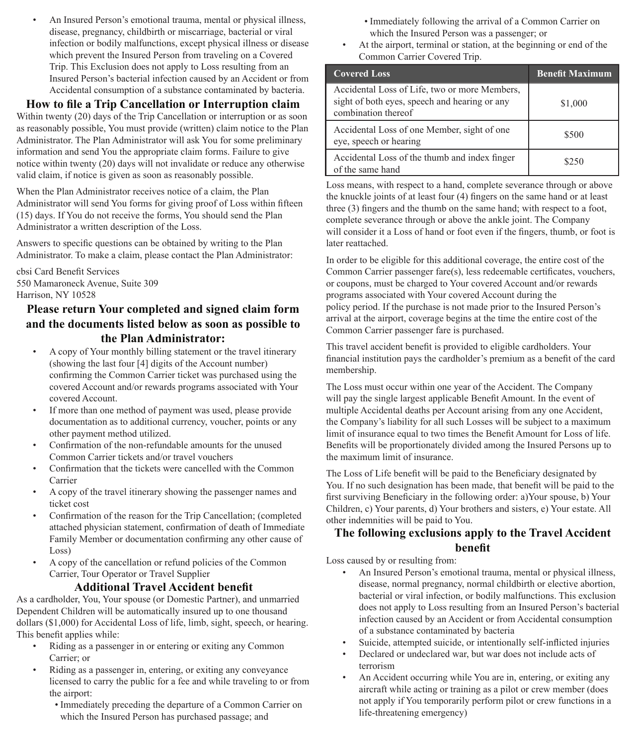- An Insured Person's emotional trauma, mental or physical illness, disease, pregnancy, childbirth or miscarriage, bacterial or viral infection or bodily malfunctions, except physical illness or disease which prevent the Insured Person from traveling on a Covered Trip. This Exclusion does not apply to Loss resulting from an Insured Person's bacterial infection caused by an Accident or from Accidental consumption of a substance contaminated by bacteria.

## How to file a Trip Cancellation or Interruption claim

Within twenty (20) days of the Trip Cancellation or interruption or as soon as reasonably possible, You must provide (written) claim notice to the Plan Administrator. The Plan Administrator will ask You for some preliminary information and send You the appropriate claim forms. Failure to give notice within twenty (20) days will not invalidate or reduce any otherwise valid claim, if notice is given as soon as reasonably possible.

When the Plan Administrator receives notice of a claim, the Plan Administrator will send You forms for giving proof of Loss within fifteen (15) days. If You do not receive the forms, You should send the Plan Administrator a written description of the Loss.

Answers to specific questions can be obtained by writing to the Plan Administrator. To make a claim, please contact the Plan Administrator:

cbsi Card Benefit Services
550 Mamaroneck Avenue, Suite 309
Harrison, NY 10528

## Please return Your completed and signed claim form and the documents listed below as soon as possible to the Plan Administrator:

- A copy of Your monthly billing statement or the travel itinerary (showing the last four [4] digits of the Account number) confirming the Common Carrier ticket was purchased using the covered Account and/or rewards programs associated with Your covered Account.
- If more than one method of payment was used, please provide documentation as to additional currency, voucher, points or any other payment method utilized.
- Confirmation of the non-refundable amounts for the unused Common Carrier tickets and/or travel vouchers
- Confirmation that the tickets were cancelled with the Common Carrier
- A copy of the travel itinerary showing the passenger names and ticket cost
- Confirmation of the reason for the Trip Cancellation; (completed attached physician statement, confirmation of death of Immediate Family Member or documentation confirming any other cause of Loss)
- A copy of the cancellation or refund policies of the Common Carrier, Tour Operator or Travel Supplier

## Additional Travel Accident benefit

As a cardholder, You, Your spouse (or Domestic Partner), and unmarried Dependent Children will be automatically insured up to one thousand dollars ($1,000) for Accidental Loss of life, limb, sight, speech, or hearing. This benefit applies while:

- Riding as a passenger in or entering or exiting any Common Carrier; or
- Riding as a passenger in, entering, or exiting any conveyance licensed to carry the public for a fee and while traveling to or from the airport:
  - Immediately preceding the departure of a Common Carrier on which the Insured Person has purchased passage; and
  - Immediately following the arrival of a Common Carrier on which the Insured Person was a passenger; or
- At the airport, terminal or station, at the beginning or end of the Common Carrier Covered Trip.

| Covered Loss | Benefit Maximum |
|---|---|
| Accidental Loss of Life, two or more Members, sight of both eyes, speech and hearing or any combination thereof | $1,000 |
| Accidental Loss of one Member, sight of one eye, speech or hearing | $500 |
| Accidental Loss of the thumb and index finger of the same hand | $250 |

Loss means, with respect to a hand, complete severance through or above the knuckle joints of at least four (4) fingers on the same hand or at least three (3) fingers and the thumb on the same hand; with respect to a foot, complete severance through or above the ankle joint. The Company will consider it a Loss of hand or foot even if the fingers, thumb, or foot is later reattached.

In order to be eligible for this additional coverage, the entire cost of the Common Carrier passenger fare(s), less redeemable certificates, vouchers, or coupons, must be charged to Your covered Account and/or rewards programs associated with Your covered Account during the policy period. If the purchase is not made prior to the Insured Person's arrival at the airport, coverage begins at the time the entire cost of the Common Carrier passenger fare is purchased.

This travel accident benefit is provided to eligible cardholders. Your financial institution pays the cardholder's premium as a benefit of the card membership.

The Loss must occur within one year of the Accident. The Company will pay the single largest applicable Benefit Amount. In the event of multiple Accidental deaths per Account arising from any one Accident, the Company's liability for all such Losses will be subject to a maximum limit of insurance equal to two times the Benefit Amount for Loss of life. Benefits will be proportionately divided among the Insured Persons up to the maximum limit of insurance.

The Loss of Life benefit will be paid to the Beneficiary designated by You. If no such designation has been made, that benefit will be paid to the first surviving Beneficiary in the following order: a)Your spouse, b) Your Children, c) Your parents, d) Your brothers and sisters, e) Your estate. All other indemnities will be paid to You.

## The following exclusions apply to the Travel Accident benefit

Loss caused by or resulting from:

- An Insured Person's emotional trauma, mental or physical illness, disease, normal pregnancy, normal childbirth or elective abortion, bacterial or viral infection, or bodily malfunctions. This exclusion does not apply to Loss resulting from an Insured Person's bacterial infection caused by an Accident or from Accidental consumption of a substance contaminated by bacteria
- Suicide, attempted suicide, or intentionally self-inflicted injuries
- Declared or undeclared war, but war does not include acts of terrorism
- An Accident occurring while You are in, entering, or exiting any aircraft while acting or training as a pilot or crew member (does not apply if You temporarily perform pilot or crew functions in a life-threatening emergency)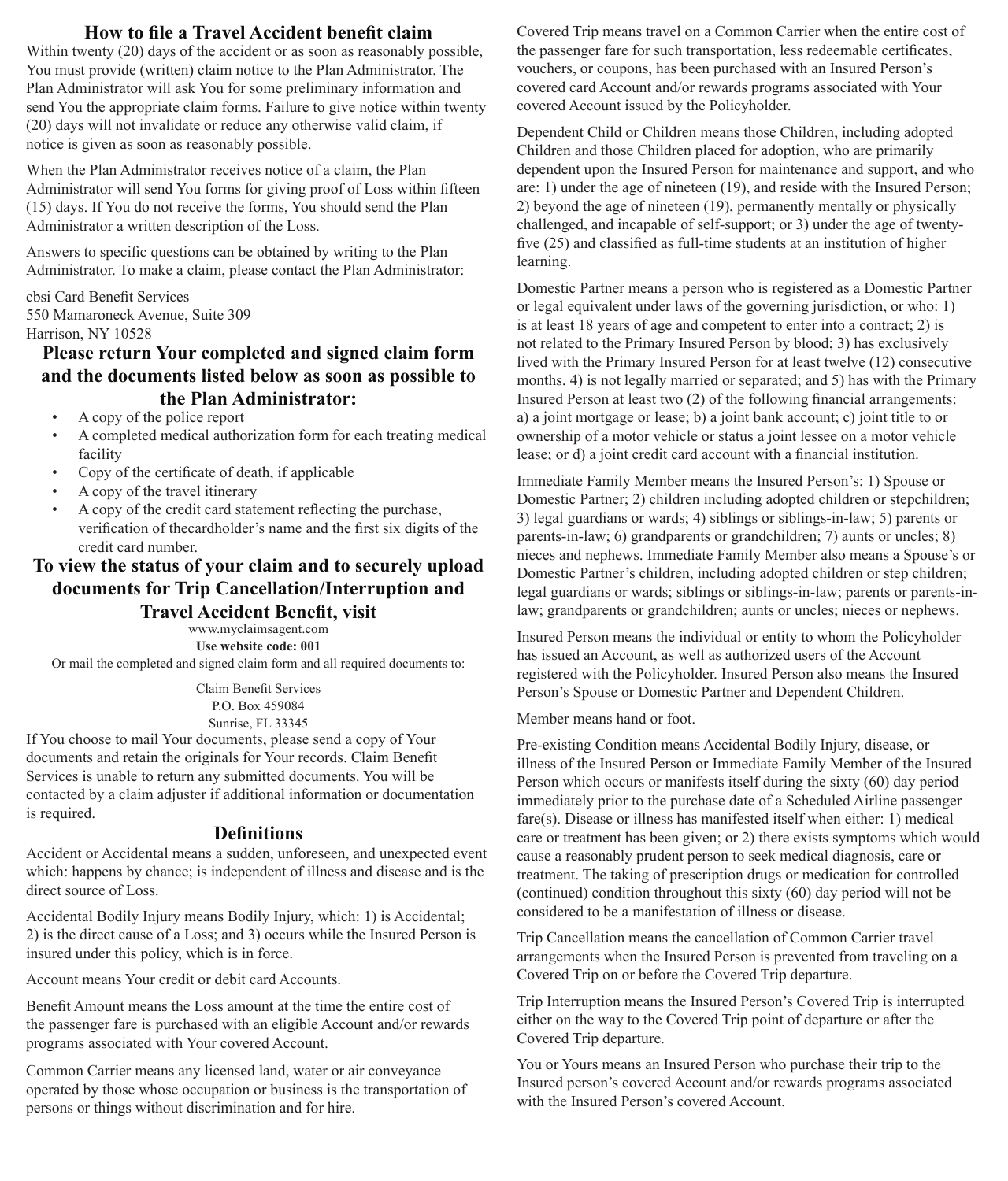## How to file a Travel Accident benefit claim

Within twenty (20) days of the accident or as soon as reasonably possible, You must provide (written) claim notice to the Plan Administrator. The Plan Administrator will ask You for some preliminary information and send You the appropriate claim forms. Failure to give notice within twenty (20) days will not invalidate or reduce any otherwise valid claim, if notice is given as soon as reasonably possible.

When the Plan Administrator receives notice of a claim, the Plan Administrator will send You forms for giving proof of Loss within fifteen (15) days. If You do not receive the forms, You should send the Plan Administrator a written description of the Loss.

Answers to specific questions can be obtained by writing to the Plan Administrator. To make a claim, please contact the Plan Administrator:

cbsi Card Benefit Services
550 Mamaroneck Avenue, Suite 309
Harrison, NY 10528

### Please return Your completed and signed claim form and the documents listed below as soon as possible to the Plan Administrator:

- A copy of the police report
- A completed medical authorization form for each treating medical facility
- Copy of the certificate of death, if applicable
- A copy of the travel itinerary
- A copy of the credit card statement reflecting the purchase, verification of thecardholder's name and the first six digits of the credit card number.

### To view the status of your claim and to securely upload documents for Trip Cancellation/Interruption and Travel Accident Benefit, visit

www.myclaimsagent.com

**Use website code: 001**

Or mail the completed and signed claim form and all required documents to:

Claim Benefit Services
P.O. Box 459084
Sunrise, FL 33345

If You choose to mail Your documents, please send a copy of Your documents and retain the originals for Your records. Claim Benefit Services is unable to return any submitted documents. You will be contacted by a claim adjuster if additional information or documentation is required.

## Definitions

Accident or Accidental means a sudden, unforeseen, and unexpected event which: happens by chance; is independent of illness and disease and is the direct source of Loss.

Accidental Bodily Injury means Bodily Injury, which: 1) is Accidental; 2) is the direct cause of a Loss; and 3) occurs while the Insured Person is insured under this policy, which is in force.

Account means Your credit or debit card Accounts.

Benefit Amount means the Loss amount at the time the entire cost of the passenger fare is purchased with an eligible Account and/or rewards programs associated with Your covered Account.

Common Carrier means any licensed land, water or air conveyance operated by those whose occupation or business is the transportation of persons or things without discrimination and for hire.

Covered Trip means travel on a Common Carrier when the entire cost of the passenger fare for such transportation, less redeemable certificates, vouchers, or coupons, has been purchased with an Insured Person's covered card Account and/or rewards programs associated with Your covered Account issued by the Policyholder.

Dependent Child or Children means those Children, including adopted Children and those Children placed for adoption, who are primarily dependent upon the Insured Person for maintenance and support, and who are: 1) under the age of nineteen (19), and reside with the Insured Person; 2) beyond the age of nineteen (19), permanently mentally or physically challenged, and incapable of self-support; or 3) under the age of twenty-five (25) and classified as full-time students at an institution of higher learning.

Domestic Partner means a person who is registered as a Domestic Partner or legal equivalent under laws of the governing jurisdiction, or who: 1) is at least 18 years of age and competent to enter into a contract; 2) is not related to the Primary Insured Person by blood; 3) has exclusively lived with the Primary Insured Person for at least twelve (12) consecutive months. 4) is not legally married or separated; and 5) has with the Primary Insured Person at least two (2) of the following financial arrangements: a) a joint mortgage or lease; b) a joint bank account; c) joint title to or ownership of a motor vehicle or status a joint lessee on a motor vehicle lease; or d) a joint credit card account with a financial institution.

Immediate Family Member means the Insured Person's: 1) Spouse or Domestic Partner; 2) children including adopted children or stepchildren; 3) legal guardians or wards; 4) siblings or siblings-in-law; 5) parents or parents-in-law; 6) grandparents or grandchildren; 7) aunts or uncles; 8) nieces and nephews. Immediate Family Member also means a Spouse's or Domestic Partner's children, including adopted children or step children; legal guardians or wards; siblings or siblings-in-law; parents or parents-in-law; grandparents or grandchildren; aunts or uncles; nieces or nephews.

Insured Person means the individual or entity to whom the Policyholder has issued an Account, as well as authorized users of the Account registered with the Policyholder. Insured Person also means the Insured Person's Spouse or Domestic Partner and Dependent Children.

Member means hand or foot.

Pre-existing Condition means Accidental Bodily Injury, disease, or illness of the Insured Person or Immediate Family Member of the Insured Person which occurs or manifests itself during the sixty (60) day period immediately prior to the purchase date of a Scheduled Airline passenger fare(s). Disease or illness has manifested itself when either: 1) medical care or treatment has been given; or 2) there exists symptoms which would cause a reasonably prudent person to seek medical diagnosis, care or treatment. The taking of prescription drugs or medication for controlled (continued) condition throughout this sixty (60) day period will not be considered to be a manifestation of illness or disease.

Trip Cancellation means the cancellation of Common Carrier travel arrangements when the Insured Person is prevented from traveling on a Covered Trip on or before the Covered Trip departure.

Trip Interruption means the Insured Person's Covered Trip is interrupted either on the way to the Covered Trip point of departure or after the Covered Trip departure.

You or Yours means an Insured Person who purchase their trip to the Insured person's covered Account and/or rewards programs associated with the Insured Person's covered Account.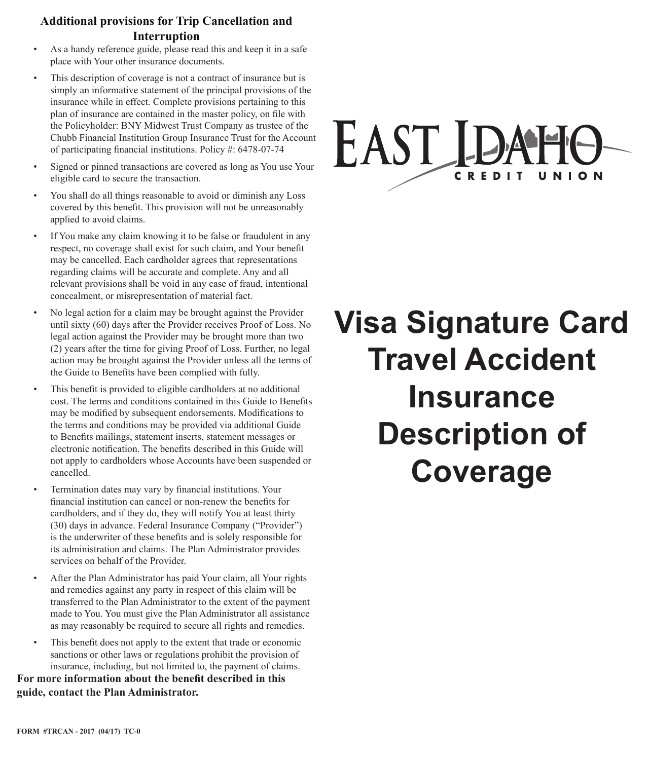## Additional provisions for Trip Cancellation and Interruption

- As a handy reference guide, please read this and keep it in a safe place with Your other insurance documents.
- This description of coverage is not a contract of insurance but is simply an informative statement of the principal provisions of the insurance while in effect. Complete provisions pertaining to this plan of insurance are contained in the master policy, on file with the Policyholder: BNY Midwest Trust Company as trustee of the Chubb Financial Institution Group Insurance Trust for the Account of participating financial institutions. Policy #: 6478-07-74
- Signed or pinned transactions are covered as long as You use Your eligible card to secure the transaction.
- You shall do all things reasonable to avoid or diminish any Loss covered by this benefit. This provision will not be unreasonably applied to avoid claims.
- If You make any claim knowing it to be false or fraudulent in any respect, no coverage shall exist for such claim, and Your benefit may be cancelled. Each cardholder agrees that representations regarding claims will be accurate and complete. Any and all relevant provisions shall be void in any case of fraud, intentional concealment, or misrepresentation of material fact.
- No legal action for a claim may be brought against the Provider until sixty (60) days after the Provider receives Proof of Loss. No legal action against the Provider may be brought more than two (2) years after the time for giving Proof of Loss. Further, no legal action may be brought against the Provider unless all the terms of the Guide to Benefits have been complied with fully.
- This benefit is provided to eligible cardholders at no additional cost. The terms and conditions contained in this Guide to Benefits may be modified by subsequent endorsements. Modifications to the terms and conditions may be provided via additional Guide to Benefits mailings, statement inserts, statement messages or electronic notification. The benefits described in this Guide will not apply to cardholders whose Accounts have been suspended or cancelled.
- Termination dates may vary by financial institutions. Your financial institution can cancel or non-renew the benefits for cardholders, and if they do, they will notify You at least thirty (30) days in advance. Federal Insurance Company ("Provider") is the underwriter of these benefits and is solely responsible for its administration and claims. The Plan Administrator provides services on behalf of the Provider.
- After the Plan Administrator has paid Your claim, all Your rights and remedies against any party in respect of this claim will be transferred to the Plan Administrator to the extent of the payment made to You. You must give the Plan Administrator all assistance as may reasonably be required to secure all rights and remedies.
- This benefit does not apply to the extent that trade or economic sanctions or other laws or regulations prohibit the provision of insurance, including, but not limited to, the payment of claims.

**For more information about the benefit described in this guide, contact the Plan Administrator.**

FORM #TRCAN - 2017 (04/17) TC-0

EAST IDAHO CREDIT UNION

# Visa Signature Card Travel Accident Insurance Description of Coverage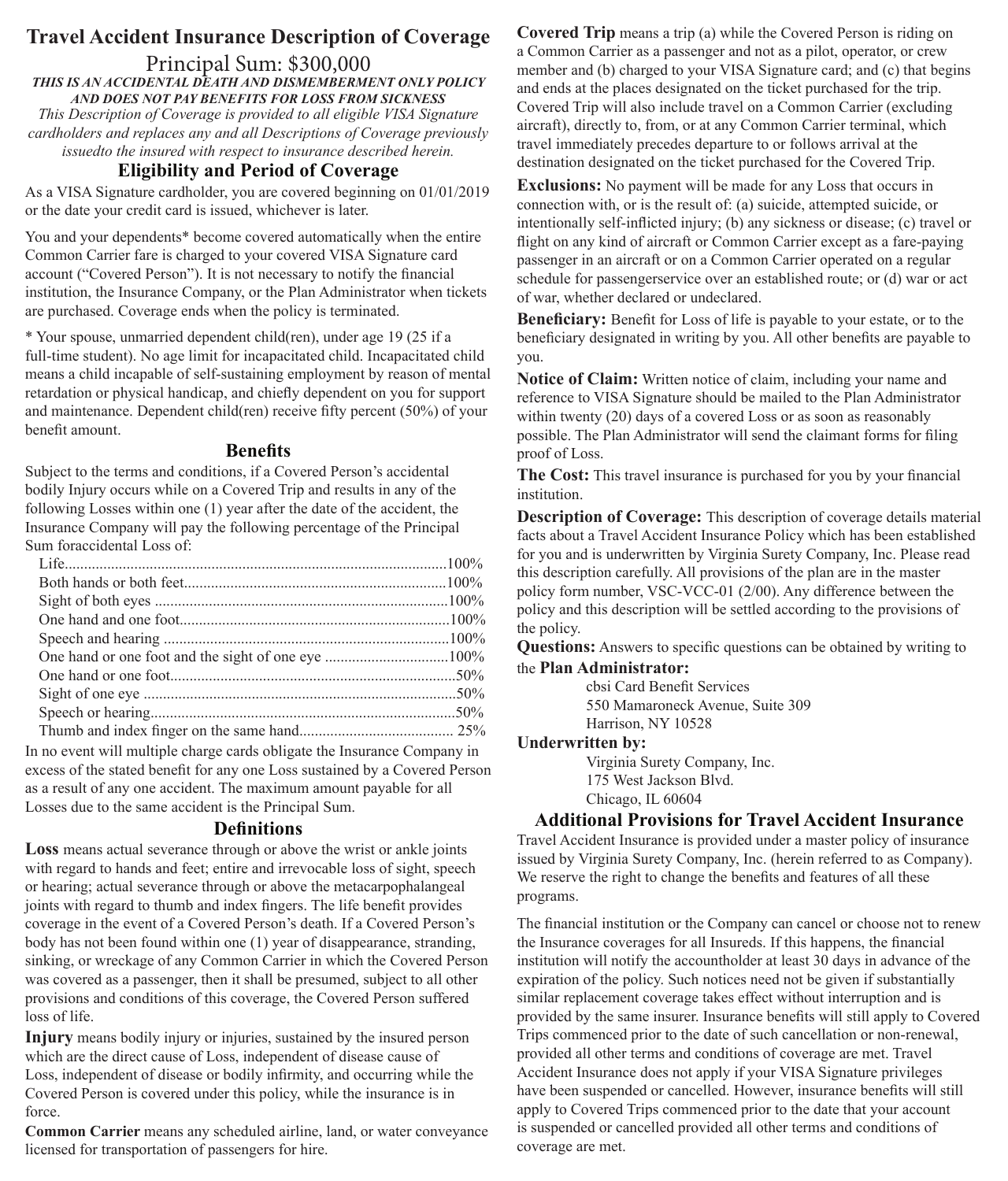# Travel Accident Insurance Description of Coverage

## Principal Sum: $300,000

***THIS IS AN ACCIDENTAL DEATH AND DISMEMBERMENT ONLY POLICY AND DOES NOT PAY BENEFITS FOR LOSS FROM SICKNESS***

*This Description of Coverage is provided to all eligible VISA Signature cardholders and replaces any and all Descriptions of Coverage previously issuedto the insured with respect to insurance described herein.*

## Eligibility and Period of Coverage

As a VISA Signature cardholder, you are covered beginning on 01/01/2019 or the date your credit card is issued, whichever is later.

You and your dependents* become covered automatically when the entire Common Carrier fare is charged to your covered VISA Signature card account ("Covered Person"). It is not necessary to notify the financial institution, the Insurance Company, or the Plan Administrator when tickets are purchased. Coverage ends when the policy is terminated.

* Your spouse, unmarried dependent child(ren), under age 19 (25 if a full-time student). No age limit for incapacitated child. Incapacitated child means a child incapable of self-sustaining employment by reason of mental retardation or physical handicap, and chiefly dependent on you for support and maintenance. Dependent child(ren) receive fifty percent (50%) of your benefit amount.

## Benefits

Subject to the terms and conditions, if a Covered Person's accidental bodily Injury occurs while on a Covered Trip and results in any of the following Losses within one (1) year after the date of the accident, the Insurance Company will pay the following percentage of the Principal Sum foraccidental Loss of:

| Loss | Percentage |
|---|---|
| Life | 100% |
| Both hands or both feet | 100% |
| Sight of both eyes | 100% |
| One hand and one foot | 100% |
| Speech and hearing | 100% |
| One hand or one foot and the sight of one eye | 100% |
| One hand or one foot | 50% |
| Sight of one eye | 50% |
| Speech or hearing | 50% |
| Thumb and index finger on the same hand | 25% |

In no event will multiple charge cards obligate the Insurance Company in excess of the stated benefit for any one Loss sustained by a Covered Person as a result of any one accident. The maximum amount payable for all Losses due to the same accident is the Principal Sum.

## Definitions

**Loss** means actual severance through or above the wrist or ankle joints with regard to hands and feet; entire and irrevocable loss of sight, speech or hearing; actual severance through or above the metacarpophalangeal joints with regard to thumb and index fingers. The life benefit provides coverage in the event of a Covered Person's death. If a Covered Person's body has not been found within one (1) year of disappearance, stranding, sinking, or wreckage of any Common Carrier in which the Covered Person was covered as a passenger, then it shall be presumed, subject to all other provisions and conditions of this coverage, the Covered Person suffered loss of life.

**Injury** means bodily injury or injuries, sustained by the insured person which are the direct cause of Loss, independent of disease cause of Loss, independent of disease or bodily infirmity, and occurring while the Covered Person is covered under this policy, while the insurance is in force.

**Common Carrier** means any scheduled airline, land, or water conveyance licensed for transportation of passengers for hire.

**Covered Trip** means a trip (a) while the Covered Person is riding on a Common Carrier as a passenger and not as a pilot, operator, or crew member and (b) charged to your VISA Signature card; and (c) that begins and ends at the places designated on the ticket purchased for the trip. Covered Trip will also include travel on a Common Carrier (excluding aircraft), directly to, from, or at any Common Carrier terminal, which travel immediately precedes departure to or follows arrival at the destination designated on the ticket purchased for the Covered Trip.

**Exclusions:** No payment will be made for any Loss that occurs in connection with, or is the result of: (a) suicide, attempted suicide, or intentionally self-inflicted injury; (b) any sickness or disease; (c) travel or flight on any kind of aircraft or Common Carrier except as a fare-paying passenger in an aircraft or on a Common Carrier operated on a regular schedule for passengerservice over an established route; or (d) war or act of war, whether declared or undeclared.

**Beneficiary:** Benefit for Loss of life is payable to your estate, or to the beneficiary designated in writing by you. All other benefits are payable to you.

**Notice of Claim:** Written notice of claim, including your name and reference to VISA Signature should be mailed to the Plan Administrator within twenty (20) days of a covered Loss or as soon as reasonably possible. The Plan Administrator will send the claimant forms for filing proof of Loss.

**The Cost:** This travel insurance is purchased for you by your financial institution.

**Description of Coverage:** This description of coverage details material facts about a Travel Accident Insurance Policy which has been established for you and is underwritten by Virginia Surety Company, Inc. Please read this description carefully. All provisions of the plan are in the master policy form number, VSC-VCC-01 (2/00). Any difference between the policy and this description will be settled according to the provisions of the policy.

**Questions:** Answers to specific questions can be obtained by writing to the **Plan Administrator:**

cbsi Card Benefit Services
550 Mamaroneck Avenue, Suite 309
Harrison, NY 10528

**Underwritten by:**

Virginia Surety Company, Inc.
175 West Jackson Blvd.
Chicago, IL 60604

## Additional Provisions for Travel Accident Insurance

Travel Accident Insurance is provided under a master policy of insurance issued by Virginia Surety Company, Inc. (herein referred to as Company). We reserve the right to change the benefits and features of all these programs.

The financial institution or the Company can cancel or choose not to renew the Insurance coverages for all Insureds. If this happens, the financial institution will notify the accountholder at least 30 days in advance of the expiration of the policy. Such notices need not be given if substantially similar replacement coverage takes effect without interruption and is provided by the same insurer. Insurance benefits will still apply to Covered Trips commenced prior to the date of such cancellation or non-renewal, provided all other terms and conditions of coverage are met. Travel Accident Insurance does not apply if your VISA Signature privileges have been suspended or cancelled. However, insurance benefits will still apply to Covered Trips commenced prior to the date that your account is suspended or cancelled provided all other terms and conditions of coverage are met.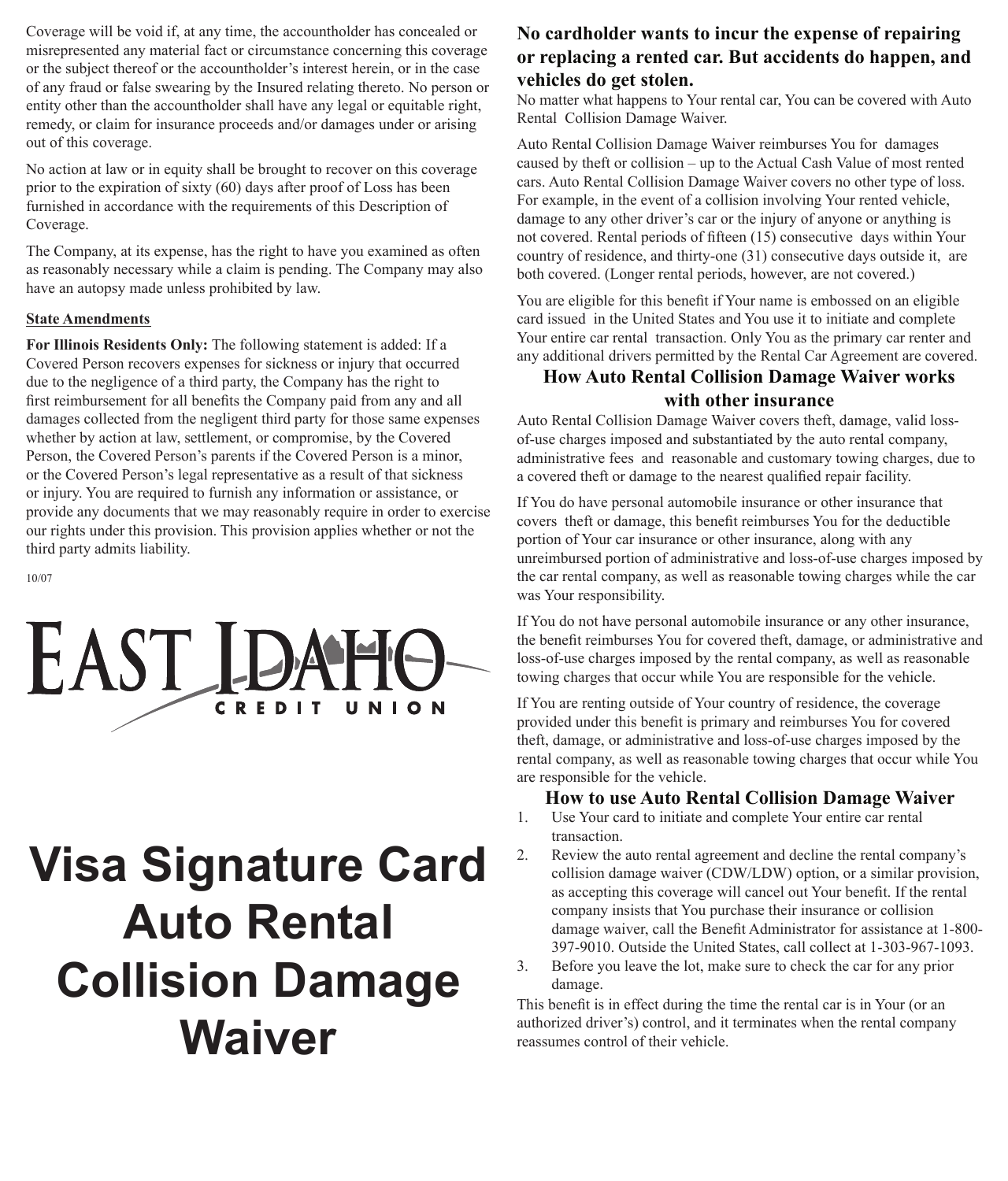Coverage will be void if, at any time, the accountholder has concealed or misrepresented any material fact or circumstance concerning this coverage or the subject thereof or the accountholder's interest herein, or in the case of any fraud or false swearing by the Insured relating thereto. No person or entity other than the accountholder shall have any legal or equitable right, remedy, or claim for insurance proceeds and/or damages under or arising out of this coverage.

No action at law or in equity shall be brought to recover on this coverage prior to the expiration of sixty (60) days after proof of Loss has been furnished in accordance with the requirements of this Description of Coverage.

The Company, at its expense, has the right to have you examined as often as reasonably necessary while a claim is pending. The Company may also have an autopsy made unless prohibited by law.

**State Amendments**

**For Illinois Residents Only:** The following statement is added: If a Covered Person recovers expenses for sickness or injury that occurred due to the negligence of a third party, the Company has the right to first reimbursement for all benefits the Company paid from any and all damages collected from the negligent third party for those same expenses whether by action at law, settlement, or compromise, by the Covered Person, the Covered Person's parents if the Covered Person is a minor, or the Covered Person's legal representative as a result of that sickness or injury. You are required to furnish any information or assistance, or provide any documents that we may reasonably require in order to exercise our rights under this provision. This provision applies whether or not the third party admits liability.

10/07

EAST IDAHO CREDIT UNION

# Visa Signature Card Auto Rental Collision Damage Waiver

**No cardholder wants to incur the expense of repairing or replacing a rented car. But accidents do happen, and vehicles do get stolen.**

No matter what happens to Your rental car, You can be covered with Auto Rental Collision Damage Waiver.

Auto Rental Collision Damage Waiver reimburses You for damages caused by theft or collision – up to the Actual Cash Value of most rented cars. Auto Rental Collision Damage Waiver covers no other type of loss. For example, in the event of a collision involving Your rented vehicle, damage to any other driver's car or the injury of anyone or anything is not covered. Rental periods of fifteen (15) consecutive days within Your country of residence, and thirty-one (31) consecutive days outside it, are both covered. (Longer rental periods, however, are not covered.)

You are eligible for this benefit if Your name is embossed on an eligible card issued in the United States and You use it to initiate and complete Your entire car rental transaction. Only You as the primary car renter and any additional drivers permitted by the Rental Car Agreement are covered.

## How Auto Rental Collision Damage Waiver works with other insurance

Auto Rental Collision Damage Waiver covers theft, damage, valid loss-of-use charges imposed and substantiated by the auto rental company, administrative fees and reasonable and customary towing charges, due to a covered theft or damage to the nearest qualified repair facility.

If You do have personal automobile insurance or other insurance that covers theft or damage, this benefit reimburses You for the deductible portion of Your car insurance or other insurance, along with any unreimbursed portion of administrative and loss-of-use charges imposed by the car rental company, as well as reasonable towing charges while the car was Your responsibility.

If You do not have personal automobile insurance or any other insurance, the benefit reimburses You for covered theft, damage, or administrative and loss-of-use charges imposed by the rental company, as well as reasonable towing charges that occur while You are responsible for the vehicle.

If You are renting outside of Your country of residence, the coverage provided under this benefit is primary and reimburses You for covered theft, damage, or administrative and loss-of-use charges imposed by the rental company, as well as reasonable towing charges that occur while You are responsible for the vehicle.

## How to use Auto Rental Collision Damage Waiver

1. Use Your card to initiate and complete Your entire car rental transaction.
2. Review the auto rental agreement and decline the rental company's collision damage waiver (CDW/LDW) option, or a similar provision, as accepting this coverage will cancel out Your benefit. If the rental company insists that You purchase their insurance or collision damage waiver, call the Benefit Administrator for assistance at 1-800-397-9010. Outside the United States, call collect at 1-303-967-1093.
3. Before you leave the lot, make sure to check the car for any prior damage.

This benefit is in effect during the time the rental car is in Your (or an authorized driver's) control, and it terminates when the rental company reassumes control of their vehicle.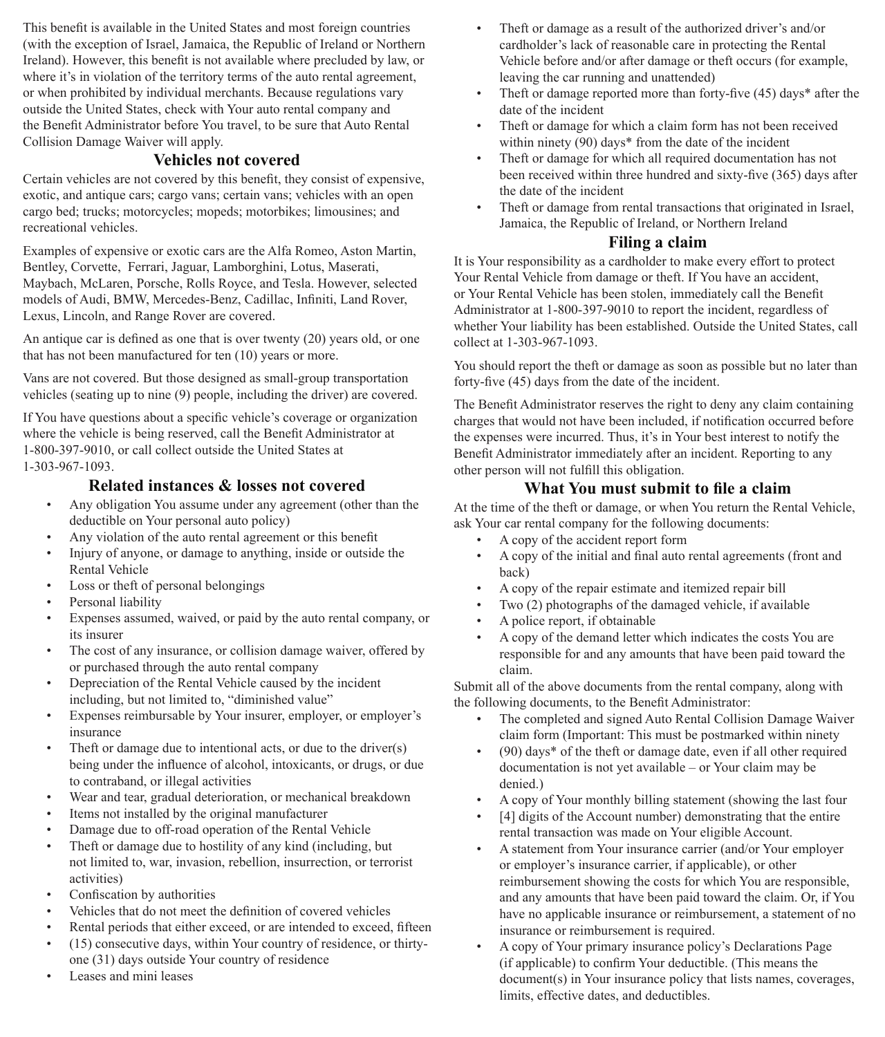This benefit is available in the United States and most foreign countries (with the exception of Israel, Jamaica, the Republic of Ireland or Northern Ireland). However, this benefit is not available where precluded by law, or where it's in violation of the territory terms of the auto rental agreement, or when prohibited by individual merchants. Because regulations vary outside the United States, check with Your auto rental company and the Benefit Administrator before You travel, to be sure that Auto Rental Collision Damage Waiver will apply.

## Vehicles not covered

Certain vehicles are not covered by this benefit, they consist of expensive, exotic, and antique cars; cargo vans; certain vans; vehicles with an open cargo bed; trucks; motorcycles; mopeds; motorbikes; limousines; and recreational vehicles.

Examples of expensive or exotic cars are the Alfa Romeo, Aston Martin, Bentley, Corvette, Ferrari, Jaguar, Lamborghini, Lotus, Maserati, Maybach, McLaren, Porsche, Rolls Royce, and Tesla. However, selected models of Audi, BMW, Mercedes-Benz, Cadillac, Infiniti, Land Rover, Lexus, Lincoln, and Range Rover are covered.

An antique car is defined as one that is over twenty (20) years old, or one that has not been manufactured for ten (10) years or more.

Vans are not covered. But those designed as small-group transportation vehicles (seating up to nine (9) people, including the driver) are covered.

If You have questions about a specific vehicle's coverage or organization where the vehicle is being reserved, call the Benefit Administrator at 1-800-397-9010, or call collect outside the United States at 1-303-967-1093.

## Related instances & losses not covered

- Any obligation You assume under any agreement (other than the deductible on Your personal auto policy)
- Any violation of the auto rental agreement or this benefit
- Injury of anyone, or damage to anything, inside or outside the Rental Vehicle
- Loss or theft of personal belongings
- Personal liability
- Expenses assumed, waived, or paid by the auto rental company, or its insurer
- The cost of any insurance, or collision damage waiver, offered by or purchased through the auto rental company
- Depreciation of the Rental Vehicle caused by the incident including, but not limited to, "diminished value"
- Expenses reimbursable by Your insurer, employer, or employer's insurance
- Theft or damage due to intentional acts, or due to the driver(s) being under the influence of alcohol, intoxicants, or drugs, or due to contraband, or illegal activities
- Wear and tear, gradual deterioration, or mechanical breakdown
- Items not installed by the original manufacturer
- Damage due to off-road operation of the Rental Vehicle
- Theft or damage due to hostility of any kind (including, but not limited to, war, invasion, rebellion, insurrection, or terrorist activities)
- Confiscation by authorities
- Vehicles that do not meet the definition of covered vehicles
- Rental periods that either exceed, or are intended to exceed, fifteen (15) consecutive days, within Your country of residence, or thirty-one (31) days outside Your country of residence
- Leases and mini leases
- Theft or damage as a result of the authorized driver's and/or cardholder's lack of reasonable care in protecting the Rental Vehicle before and/or after damage or theft occurs (for example, leaving the car running and unattended)
- Theft or damage reported more than forty-five (45) days* after the date of the incident
- Theft or damage for which a claim form has not been received within ninety (90) days* from the date of the incident
- Theft or damage for which all required documentation has not been received within three hundred and sixty-five (365) days after the date of the incident
- Theft or damage from rental transactions that originated in Israel, Jamaica, the Republic of Ireland, or Northern Ireland

## Filing a claim

It is Your responsibility as a cardholder to make every effort to protect Your Rental Vehicle from damage or theft. If You have an accident, or Your Rental Vehicle has been stolen, immediately call the Benefit Administrator at 1-800-397-9010 to report the incident, regardless of whether Your liability has been established. Outside the United States, call collect at 1-303-967-1093.

You should report the theft or damage as soon as possible but no later than forty-five (45) days from the date of the incident.

The Benefit Administrator reserves the right to deny any claim containing charges that would not have been included, if notification occurred before the expenses were incurred. Thus, it's in Your best interest to notify the Benefit Administrator immediately after an incident. Reporting to any other person will not fulfill this obligation.

## What You must submit to file a claim

At the time of the theft or damage, or when You return the Rental Vehicle, ask Your car rental company for the following documents:

- A copy of the accident report form
- A copy of the initial and final auto rental agreements (front and back)
- A copy of the repair estimate and itemized repair bill
- Two (2) photographs of the damaged vehicle, if available
- A police report, if obtainable
- A copy of the demand letter which indicates the costs You are responsible for and any amounts that have been paid toward the claim.

Submit all of the above documents from the rental company, along with the following documents, to the Benefit Administrator:

- The completed and signed Auto Rental Collision Damage Waiver claim form (Important: This must be postmarked within ninety (90) days* of the theft or damage date, even if all other required documentation is not yet available – or Your claim may be denied.)
- A copy of Your monthly billing statement (showing the last four [4] digits of the Account number) demonstrating that the entire rental transaction was made on Your eligible Account.
- A statement from Your insurance carrier (and/or Your employer or employer's insurance carrier, if applicable), or other reimbursement showing the costs for which You are responsible, and any amounts that have been paid toward the claim. Or, if You have no applicable insurance or reimbursement, a statement of no insurance or reimbursement is required.
- A copy of Your primary insurance policy's Declarations Page (if applicable) to confirm Your deductible. (This means the document(s) in Your insurance policy that lists names, coverages, limits, effective dates, and deductibles.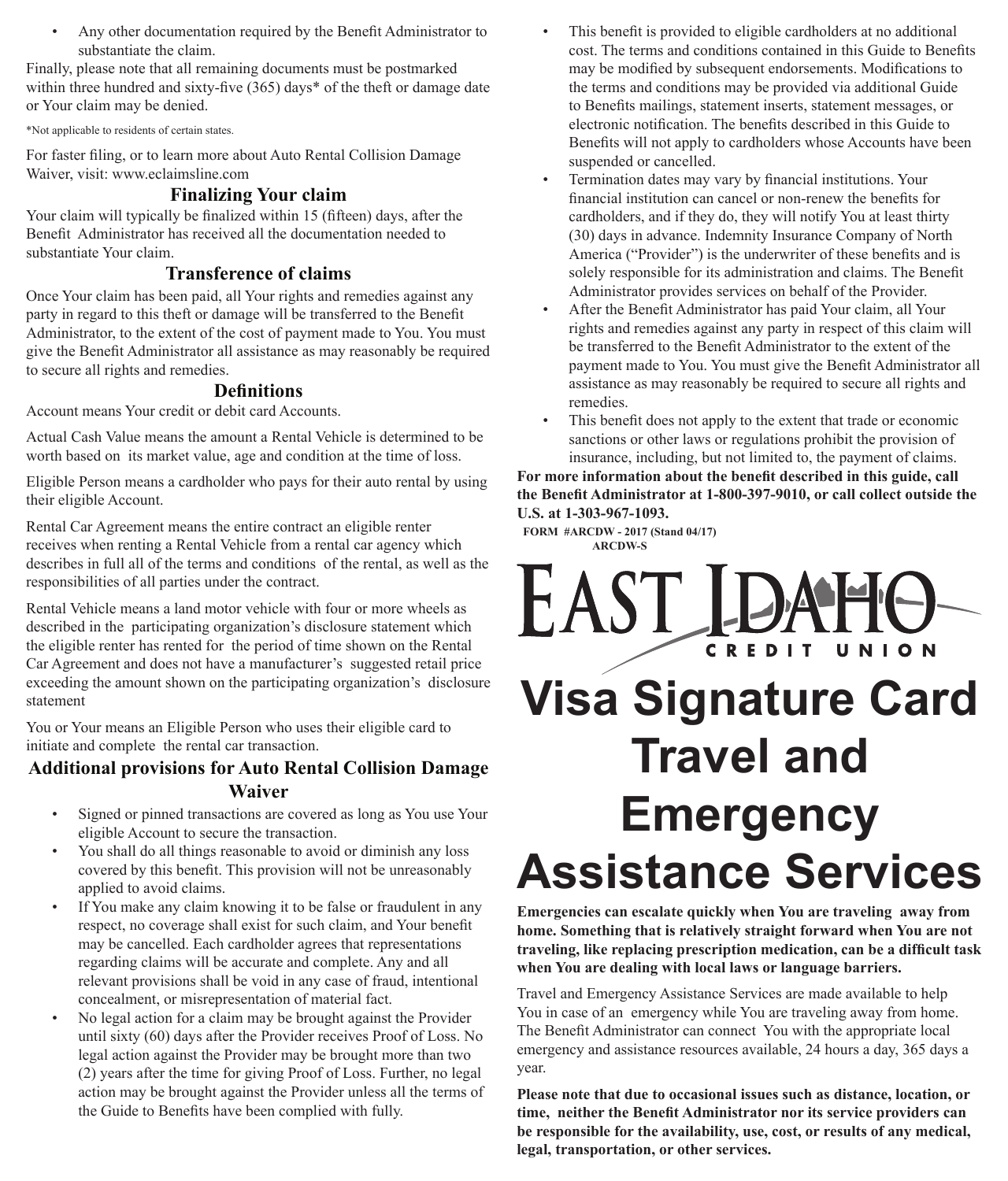- Any other documentation required by the Benefit Administrator to substantiate the claim.

Finally, please note that all remaining documents must be postmarked within three hundred and sixty-five (365) days* of the theft or damage date or Your claim may be denied.

*Not applicable to residents of certain states.

For faster filing, or to learn more about Auto Rental Collision Damage Waiver, visit: www.eclaimsline.com

### Finalizing Your claim

Your claim will typically be finalized within 15 (fifteen) days, after the Benefit Administrator has received all the documentation needed to substantiate Your claim.

### Transference of claims

Once Your claim has been paid, all Your rights and remedies against any party in regard to this theft or damage will be transferred to the Benefit Administrator, to the extent of the cost of payment made to You. You must give the Benefit Administrator all assistance as may reasonably be required to secure all rights and remedies.

### Definitions

Account means Your credit or debit card Accounts.

Actual Cash Value means the amount a Rental Vehicle is determined to be worth based on its market value, age and condition at the time of loss.

Eligible Person means a cardholder who pays for their auto rental by using their eligible Account.

Rental Car Agreement means the entire contract an eligible renter receives when renting a Rental Vehicle from a rental car agency which describes in full all of the terms and conditions of the rental, as well as the responsibilities of all parties under the contract.

Rental Vehicle means a land motor vehicle with four or more wheels as described in the participating organization's disclosure statement which the eligible renter has rented for the period of time shown on the Rental Car Agreement and does not have a manufacturer's suggested retail price exceeding the amount shown on the participating organization's disclosure statement

You or Your means an Eligible Person who uses their eligible card to initiate and complete the rental car transaction.

### Additional provisions for Auto Rental Collision Damage Waiver

- Signed or pinned transactions are covered as long as You use Your eligible Account to secure the transaction.
- You shall do all things reasonable to avoid or diminish any loss covered by this benefit. This provision will not be unreasonably applied to avoid claims.
- If You make any claim knowing it to be false or fraudulent in any respect, no coverage shall exist for such claim, and Your benefit may be cancelled. Each cardholder agrees that representations regarding claims will be accurate and complete. Any and all relevant provisions shall be void in any case of fraud, intentional concealment, or misrepresentation of material fact.
- No legal action for a claim may be brought against the Provider until sixty (60) days after the Provider receives Proof of Loss. No legal action against the Provider may be brought more than two (2) years after the time for giving Proof of Loss. Further, no legal action may be brought against the Provider unless all the terms of the Guide to Benefits have been complied with fully.
- This benefit is provided to eligible cardholders at no additional cost. The terms and conditions contained in this Guide to Benefits may be modified by subsequent endorsements. Modifications to the terms and conditions may be provided via additional Guide to Benefits mailings, statement inserts, statement messages, or electronic notification. The benefits described in this Guide to Benefits will not apply to cardholders whose Accounts have been suspended or cancelled.
- Termination dates may vary by financial institutions. Your financial institution can cancel or non-renew the benefits for cardholders, and if they do, they will notify You at least thirty (30) days in advance. Indemnity Insurance Company of North America ("Provider") is the underwriter of these benefits and is solely responsible for its administration and claims. The Benefit Administrator provides services on behalf of the Provider.
- After the Benefit Administrator has paid Your claim, all Your rights and remedies against any party in respect of this claim will be transferred to the Benefit Administrator to the extent of the payment made to You. You must give the Benefit Administrator all assistance as may reasonably be required to secure all rights and remedies.
- This benefit does not apply to the extent that trade or economic sanctions or other laws or regulations prohibit the provision of insurance, including, but not limited to, the payment of claims.

**For more information about the benefit described in this guide, call the Benefit Administrator at 1-800-397-9010, or call collect outside the U.S. at 1-303-967-1093.**

**FORM #ARCDW - 2017 (Stand 04/17)**
**ARCDW-S**

EAST IDAHO CREDIT UNION

# Visa Signature Card Travel and Emergency Assistance Services

**Emergencies can escalate quickly when You are traveling away from home. Something that is relatively straight forward when You are not traveling, like replacing prescription medication, can be a difficult task when You are dealing with local laws or language barriers.**

Travel and Emergency Assistance Services are made available to help You in case of an emergency while You are traveling away from home. The Benefit Administrator can connect You with the appropriate local emergency and assistance resources available, 24 hours a day, 365 days a year.

**Please note that due to occasional issues such as distance, location, or time, neither the Benefit Administrator nor its service providers can be responsible for the availability, use, cost, or results of any medical, legal, transportation, or other services.**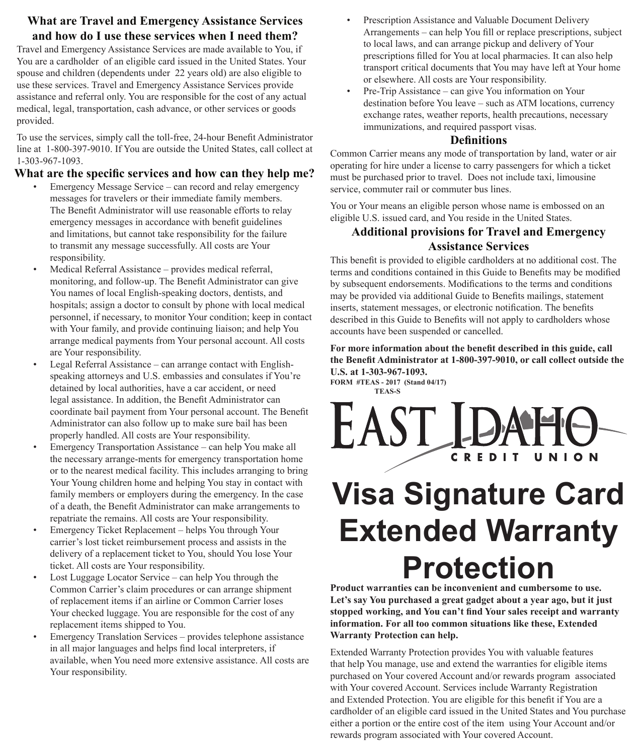## What are Travel and Emergency Assistance Services and how do I use these services when I need them?

Travel and Emergency Assistance Services are made available to You, if You are a cardholder of an eligible card issued in the United States. Your spouse and children (dependents under 22 years old) are also eligible to use these services. Travel and Emergency Assistance Services provide assistance and referral only. You are responsible for the cost of any actual medical, legal, transportation, cash advance, or other services or goods provided.

To use the services, simply call the toll-free, 24-hour Benefit Administrator line at 1-800-397-9010. If You are outside the United States, call collect at 1-303-967-1093.

## What are the specific services and how can they help me?

- Emergency Message Service – can record and relay emergency messages for travelers or their immediate family members. The Benefit Administrator will use reasonable efforts to relay emergency messages in accordance with benefit guidelines and limitations, but cannot take responsibility for the failure to transmit any message successfully. All costs are Your responsibility.
- Medical Referral Assistance – provides medical referral, monitoring, and follow-up. The Benefit Administrator can give You names of local English-speaking doctors, dentists, and hospitals; assign a doctor to consult by phone with local medical personnel, if necessary, to monitor Your condition; keep in contact with Your family, and provide continuing liaison; and help You arrange medical payments from Your personal account. All costs are Your responsibility.
- Legal Referral Assistance – can arrange contact with English-speaking attorneys and U.S. embassies and consulates if You're detained by local authorities, have a car accident, or need legal assistance. In addition, the Benefit Administrator can coordinate bail payment from Your personal account. The Benefit Administrator can also follow up to make sure bail has been properly handled. All costs are Your responsibility.
- Emergency Transportation Assistance – can help You make all the necessary arrange-ments for emergency transportation home or to the nearest medical facility. This includes arranging to bring Your Young children home and helping You stay in contact with family members or employers during the emergency. In the case of a death, the Benefit Administrator can make arrangements to repatriate the remains. All costs are Your responsibility.
- Emergency Ticket Replacement – helps You through Your carrier's lost ticket reimbursement process and assists in the delivery of a replacement ticket to You, should You lose Your ticket. All costs are Your responsibility.
- Lost Luggage Locator Service – can help You through the Common Carrier's claim procedures or can arrange shipment of replacement items if an airline or Common Carrier loses Your checked luggage. You are responsible for the cost of any replacement items shipped to You.
- Emergency Translation Services – provides telephone assistance in all major languages and helps find local interpreters, if available, when You need more extensive assistance. All costs are Your responsibility.
- Prescription Assistance and Valuable Document Delivery Arrangements – can help You fill or replace prescriptions, subject to local laws, and can arrange pickup and delivery of Your prescriptions filled for You at local pharmacies. It can also help transport critical documents that You may have left at Your home or elsewhere. All costs are Your responsibility.
- Pre-Trip Assistance – can give You information on Your destination before You leave – such as ATM locations, currency exchange rates, weather reports, health precautions, necessary immunizations, and required passport visas.

## Definitions

Common Carrier means any mode of transportation by land, water or air operating for hire under a license to carry passengers for which a ticket must be purchased prior to travel. Does not include taxi, limousine service, commuter rail or commuter bus lines.

You or Your means an eligible person whose name is embossed on an eligible U.S. issued card, and You reside in the United States.

## Additional provisions for Travel and Emergency Assistance Services

This benefit is provided to eligible cardholders at no additional cost. The terms and conditions contained in this Guide to Benefits may be modified by subsequent endorsements. Modifications to the terms and conditions may be provided via additional Guide to Benefits mailings, statement inserts, statement messages, or electronic notification. The benefits described in this Guide to Benefits will not apply to cardholders whose accounts have been suspended or cancelled.

**For more information about the benefit described in this guide, call the Benefit Administrator at 1-800-397-9010, or call collect outside the U.S. at 1-303-967-1093.**

**FORM #TEAS - 2017 (Stand 04/17)**
**TEAS-S**

EAST IDAHO CREDIT UNION

# Visa Signature Card Extended Warranty Protection

**Product warranties can be inconvenient and cumbersome to use. Let's say You purchased a great gadget about a year ago, but it just stopped working, and You can't find Your sales receipt and warranty information. For all too common situations like these, Extended Warranty Protection can help.**

Extended Warranty Protection provides You with valuable features that help You manage, use and extend the warranties for eligible items purchased on Your covered Account and/or rewards program associated with Your covered Account. Services include Warranty Registration and Extended Protection. You are eligible for this benefit if You are a cardholder of an eligible card issued in the United States and You purchase either a portion or the entire cost of the item using Your Account and/or rewards program associated with Your covered Account.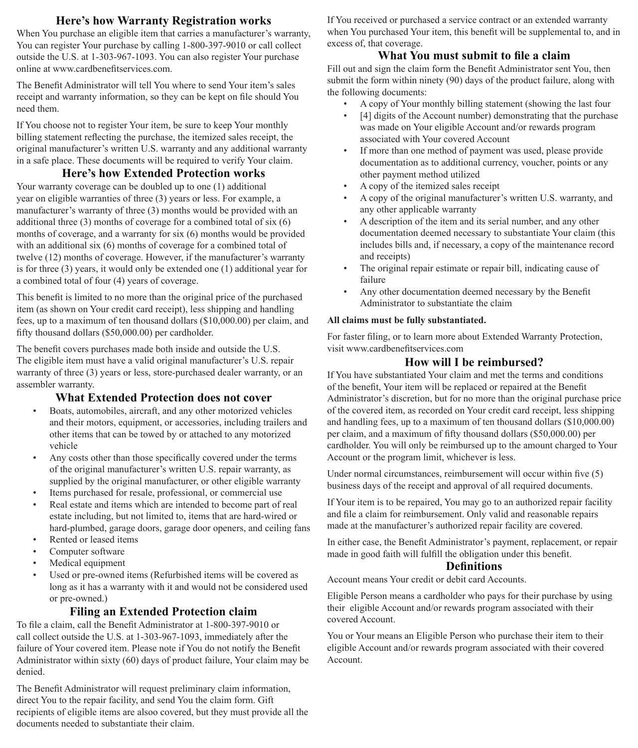## Here's how Warranty Registration works

When You purchase an eligible item that carries a manufacturer's warranty, You can register Your purchase by calling 1-800-397-9010 or call collect outside the U.S. at 1-303-967-1093. You can also register Your purchase online at www.cardbenefitservices.com.

The Benefit Administrator will tell You where to send Your item's sales receipt and warranty information, so they can be kept on file should You need them.

If You choose not to register Your item, be sure to keep Your monthly billing statement reflecting the purchase, the itemized sales receipt, the original manufacturer's written U.S. warranty and any additional warranty in a safe place. These documents will be required to verify Your claim.

## Here's how Extended Protection works

Your warranty coverage can be doubled up to one (1) additional year on eligible warranties of three (3) years or less. For example, a manufacturer's warranty of three (3) months would be provided with an additional three (3) months of coverage for a combined total of six (6) months of coverage, and a warranty for six (6) months would be provided with an additional six (6) months of coverage for a combined total of twelve (12) months of coverage. However, if the manufacturer's warranty is for three (3) years, it would only be extended one (1) additional year for a combined total of four (4) years of coverage.

This benefit is limited to no more than the original price of the purchased item (as shown on Your credit card receipt), less shipping and handling fees, up to a maximum of ten thousand dollars ($10,000.00) per claim, and fifty thousand dollars ($50,000.00) per cardholder.

The benefit covers purchases made both inside and outside the U.S. The eligible item must have a valid original manufacturer's U.S. repair warranty of three (3) years or less, store-purchased dealer warranty, or an assembler warranty.

## What Extended Protection does not cover

- Boats, automobiles, aircraft, and any other motorized vehicles and their motors, equipment, or accessories, including trailers and other items that can be towed by or attached to any motorized vehicle
- Any costs other than those specifically covered under the terms of the original manufacturer's written U.S. repair warranty, as supplied by the original manufacturer, or other eligible warranty
- Items purchased for resale, professional, or commercial use
- Real estate and items which are intended to become part of real estate including, but not limited to, items that are hard-wired or hard-plumbed, garage doors, garage door openers, and ceiling fans
- Rented or leased items
- Computer software
- Medical equipment
- Used or pre-owned items (Refurbished items will be covered as long as it has a warranty with it and would not be considered used or pre-owned.)

## Filing an Extended Protection claim

To file a claim, call the Benefit Administrator at 1-800-397-9010 or call collect outside the U.S. at 1-303-967-1093, immediately after the failure of Your covered item. Please note if You do not notify the Benefit Administrator within sixty (60) days of product failure, Your claim may be denied.

The Benefit Administrator will request preliminary claim information, direct You to the repair facility, and send You the claim form. Gift recipients of eligible items are alsoo covered, but they must provide all the documents needed to substantiate their claim.

If You received or purchased a service contract or an extended warranty when You purchased Your item, this benefit will be supplemental to, and in excess of, that coverage.

## What You must submit to file a claim

Fill out and sign the claim form the Benefit Administrator sent You, then submit the form within ninety (90) days of the product failure, along with the following documents:

- A copy of Your monthly billing statement (showing the last four
- [4] digits of the Account number) demonstrating that the purchase was made on Your eligible Account and/or rewards program associated with Your covered Account
- If more than one method of payment was used, please provide documentation as to additional currency, voucher, points or any other payment method utilized
- A copy of the itemized sales receipt
- A copy of the original manufacturer's written U.S. warranty, and any other applicable warranty
- A description of the item and its serial number, and any other documentation deemed necessary to substantiate Your claim (this includes bills and, if necessary, a copy of the maintenance record and receipts)
- The original repair estimate or repair bill, indicating cause of failure
- Any other documentation deemed necessary by the Benefit Administrator to substantiate the claim

**All claims must be fully substantiated.**

For faster filing, or to learn more about Extended Warranty Protection, visit www.cardbenefitservices.com

## How will I be reimbursed?

If You have substantiated Your claim and met the terms and conditions of the benefit, Your item will be replaced or repaired at the Benefit Administrator's discretion, but for no more than the original purchase price of the covered item, as recorded on Your credit card receipt, less shipping and handling fees, up to a maximum of ten thousand dollars ($10,000.00) per claim, and a maximum of fifty thousand dollars ($50,000.00) per cardholder. You will only be reimbursed up to the amount charged to Your Account or the program limit, whichever is less.

Under normal circumstances, reimbursement will occur within five (5) business days of the receipt and approval of all required documents.

If Your item is to be repaired, You may go to an authorized repair facility and file a claim for reimbursement. Only valid and reasonable repairs made at the manufacturer's authorized repair facility are covered.

In either case, the Benefit Administrator's payment, replacement, or repair made in good faith will fulfill the obligation under this benefit.

## Definitions

Account means Your credit or debit card Accounts.

Eligible Person means a cardholder who pays for their purchase by using their eligible Account and/or rewards program associated with their covered Account.

You or Your means an Eligible Person who purchase their item to their eligible Account and/or rewards program associated with their covered Account.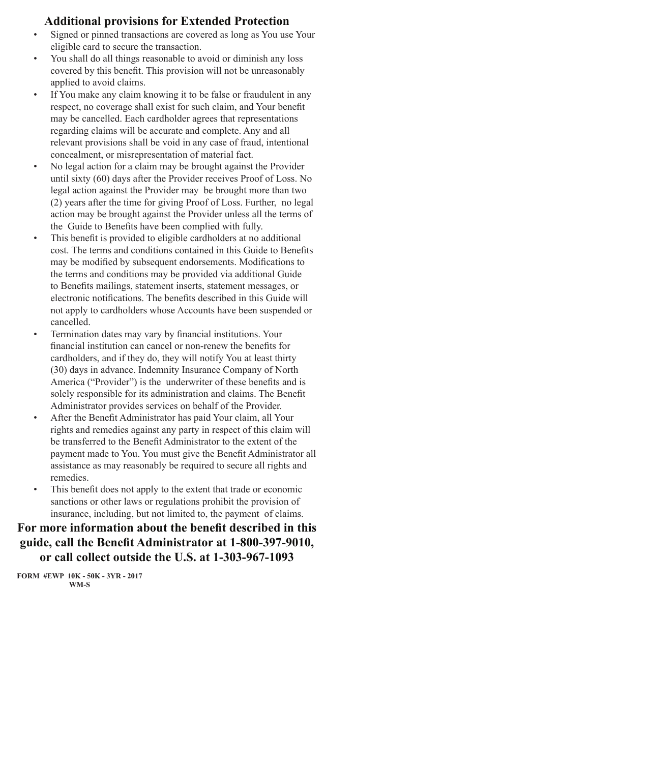## Additional provisions for Extended Protection

- Signed or pinned transactions are covered as long as You use Your eligible card to secure the transaction.
- You shall do all things reasonable to avoid or diminish any loss covered by this benefit. This provision will not be unreasonably applied to avoid claims.
- If You make any claim knowing it to be false or fraudulent in any respect, no coverage shall exist for such claim, and Your benefit may be cancelled. Each cardholder agrees that representations regarding claims will be accurate and complete. Any and all relevant provisions shall be void in any case of fraud, intentional concealment, or misrepresentation of material fact.
- No legal action for a claim may be brought against the Provider until sixty (60) days after the Provider receives Proof of Loss. No legal action against the Provider may be brought more than two (2) years after the time for giving Proof of Loss. Further, no legal action may be brought against the Provider unless all the terms of the Guide to Benefits have been complied with fully.
- This benefit is provided to eligible cardholders at no additional cost. The terms and conditions contained in this Guide to Benefits may be modified by subsequent endorsements. Modifications to the terms and conditions may be provided via additional Guide to Benefits mailings, statement inserts, statement messages, or electronic notifications. The benefits described in this Guide will not apply to cardholders whose Accounts have been suspended or cancelled.
- Termination dates may vary by financial institutions. Your financial institution can cancel or non-renew the benefits for cardholders, and if they do, they will notify You at least thirty (30) days in advance. Indemnity Insurance Company of North America ("Provider") is the underwriter of these benefits and is solely responsible for its administration and claims. The Benefit Administrator provides services on behalf of the Provider.
- After the Benefit Administrator has paid Your claim, all Your rights and remedies against any party in respect of this claim will be transferred to the Benefit Administrator to the extent of the payment made to You. You must give the Benefit Administrator all assistance as may reasonably be required to secure all rights and remedies.
- This benefit does not apply to the extent that trade or economic sanctions or other laws or regulations prohibit the provision of insurance, including, but not limited to, the payment of claims.

**For more information about the benefit described in this guide, call the Benefit Administrator at 1-800-397-9010, or call collect outside the U.S. at 1-303-967-1093**

**FORM #EWP 10K - 50K - 3YR - 2017 WM-S**